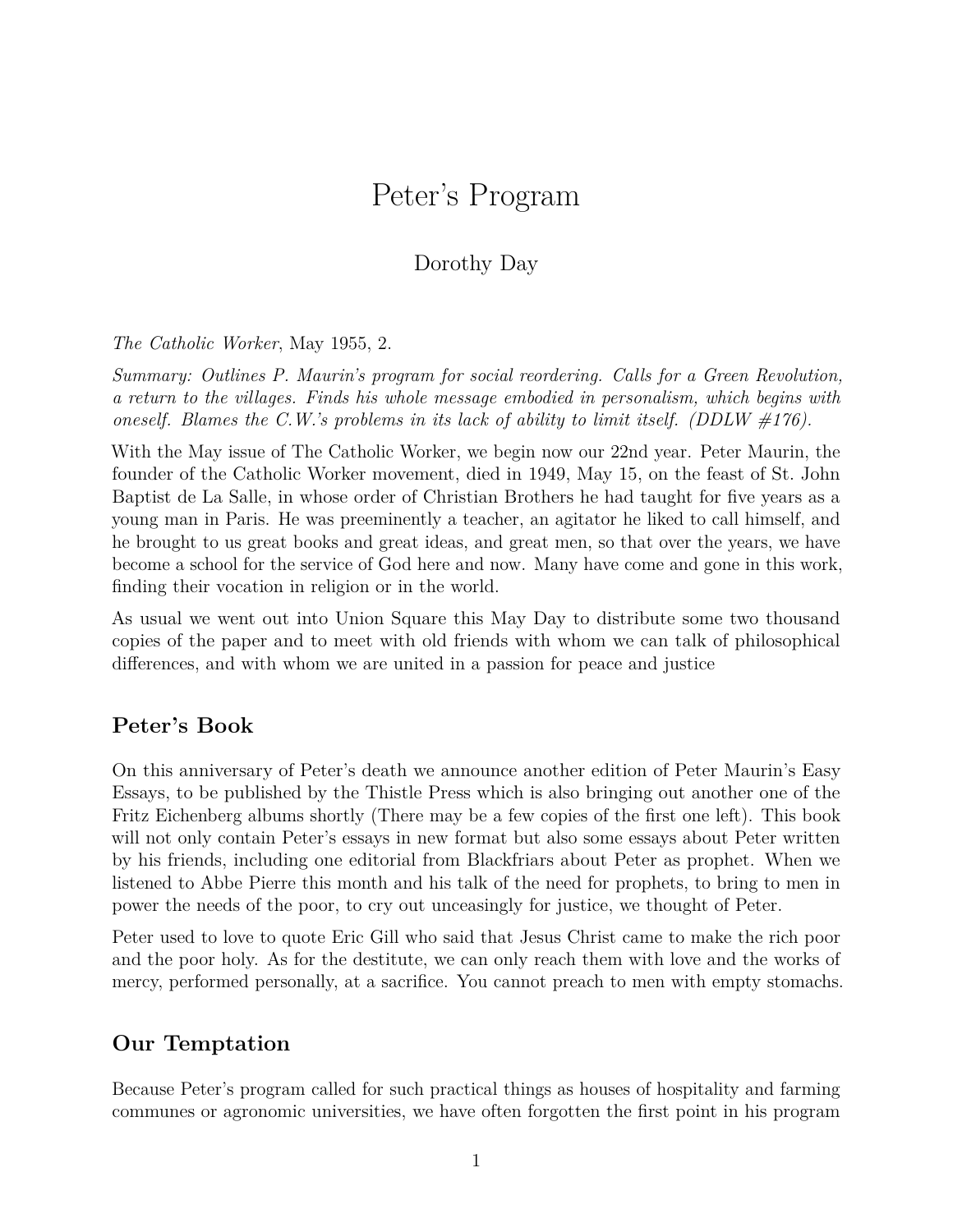# Peter's Program

Dorothy Day

*The Catholic Worker*, May 1955, 2.

*Summary: Outlines P. Maurin's program for social reordering. Calls for a Green Revolution, a return to the villages. Finds his whole message embodied in personalism, which begins with oneself. Blames the C.W.'s problems in its lack of ability to limit itself. (DDLW #176).*

With the May issue of The Catholic Worker, we begin now our 22nd year. Peter Maurin, the founder of the Catholic Worker movement, died in 1949, May 15, on the feast of St. John Baptist de La Salle, in whose order of Christian Brothers he had taught for five years as a young man in Paris. He was preeminently a teacher, an agitator he liked to call himself, and he brought to us great books and great ideas, and great men, so that over the years, we have become a school for the service of God here and now. Many have come and gone in this work, finding their vocation in religion or in the world.

As usual we went out into Union Square this May Day to distribute some two thousand copies of the paper and to meet with old friends with whom we can talk of philosophical differences, and with whom we are united in a passion for peace and justice

## Peter's Book

On this anniversary of Peter's death we announce another edition of Peter Maurin's Easy Essays, to be published by the Thistle Press which is also bringing out another one of the Fritz Eichenberg albums shortly (There may be a few copies of the first one left). This book will not only contain Peter's essays in new format but also some essays about Peter written by his friends, including one editorial from Blackfriars about Peter as prophet. When we listened to Abbe Pierre this month and his talk of the need for prophets, to bring to men in power the needs of the poor, to cry out unceasingly for justice, we thought of Peter.

Peter used to love to quote Eric Gill who said that Jesus Christ came to make the rich poor and the poor holy. As for the destitute, we can only reach them with love and the works of mercy, performed personally, at a sacrifice. You cannot preach to men with empty stomachs.

## Our Temptation

Because Peter's program called for such practical things as houses of hospitality and farming communes or agronomic universities, we have often forgotten the first point in his program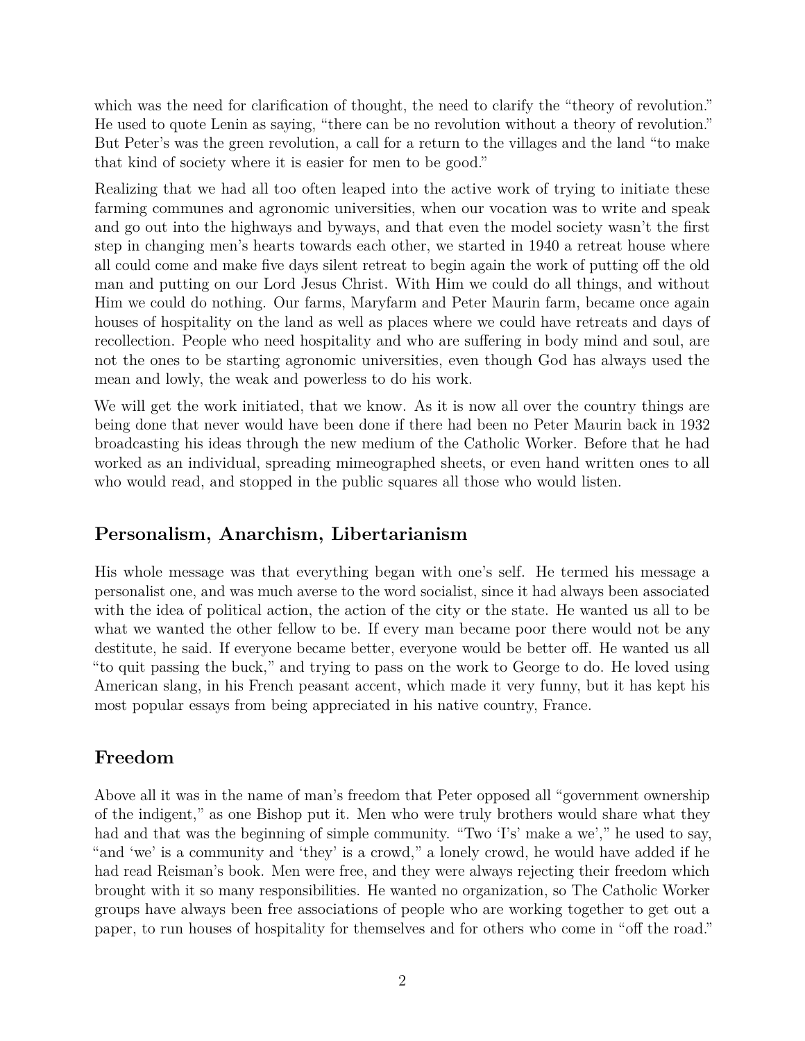which was the need for clarification of thought, the need to clarify the "theory of revolution." He used to quote Lenin as saying, "there can be no revolution without a theory of revolution." But Peter's was the green revolution, a call for a return to the villages and the land "to make that kind of society where it is easier for men to be good."

Realizing that we had all too often leaped into the active work of trying to initiate these farming communes and agronomic universities, when our vocation was to write and speak and go out into the highways and byways, and that even the model society wasn't the first step in changing men's hearts towards each other, we started in 1940 a retreat house where all could come and make five days silent retreat to begin again the work of putting off the old man and putting on our Lord Jesus Christ. With Him we could do all things, and without Him we could do nothing. Our farms, Maryfarm and Peter Maurin farm, became once again houses of hospitality on the land as well as places where we could have retreats and days of recollection. People who need hospitality and who are suffering in body mind and soul, are not the ones to be starting agronomic universities, even though God has always used the mean and lowly, the weak and powerless to do his work.

We will get the work initiated, that we know. As it is now all over the country things are being done that never would have been done if there had been no Peter Maurin back in 1932 broadcasting his ideas through the new medium of the Catholic Worker. Before that he had worked as an individual, spreading mimeographed sheets, or even hand written ones to all who would read, and stopped in the public squares all those who would listen.

## Personalism, Anarchism, Libertarianism

His whole message was that everything began with one's self. He termed his message a personalist one, and was much averse to the word socialist, since it had always been associated with the idea of political action, the action of the city or the state. He wanted us all to be what we wanted the other fellow to be. If every man became poor there would not be any destitute, he said. If everyone became better, everyone would be better off. He wanted us all "to quit passing the buck," and trying to pass on the work to George to do. He loved using American slang, in his French peasant accent, which made it very funny, but it has kept his most popular essays from being appreciated in his native country, France.

## Freedom

Above all it was in the name of man's freedom that Peter opposed all "government ownership of the indigent," as one Bishop put it. Men who were truly brothers would share what they had and that was the beginning of simple community. "Two 'I's' make a we'," he used to say, "and 'we' is a community and 'they' is a crowd," a lonely crowd, he would have added if he had read Reisman's book. Men were free, and they were always rejecting their freedom which brought with it so many responsibilities. He wanted no organization, so The Catholic Worker groups have always been free associations of people who are working together to get out a paper, to run houses of hospitality for themselves and for others who come in "off the road."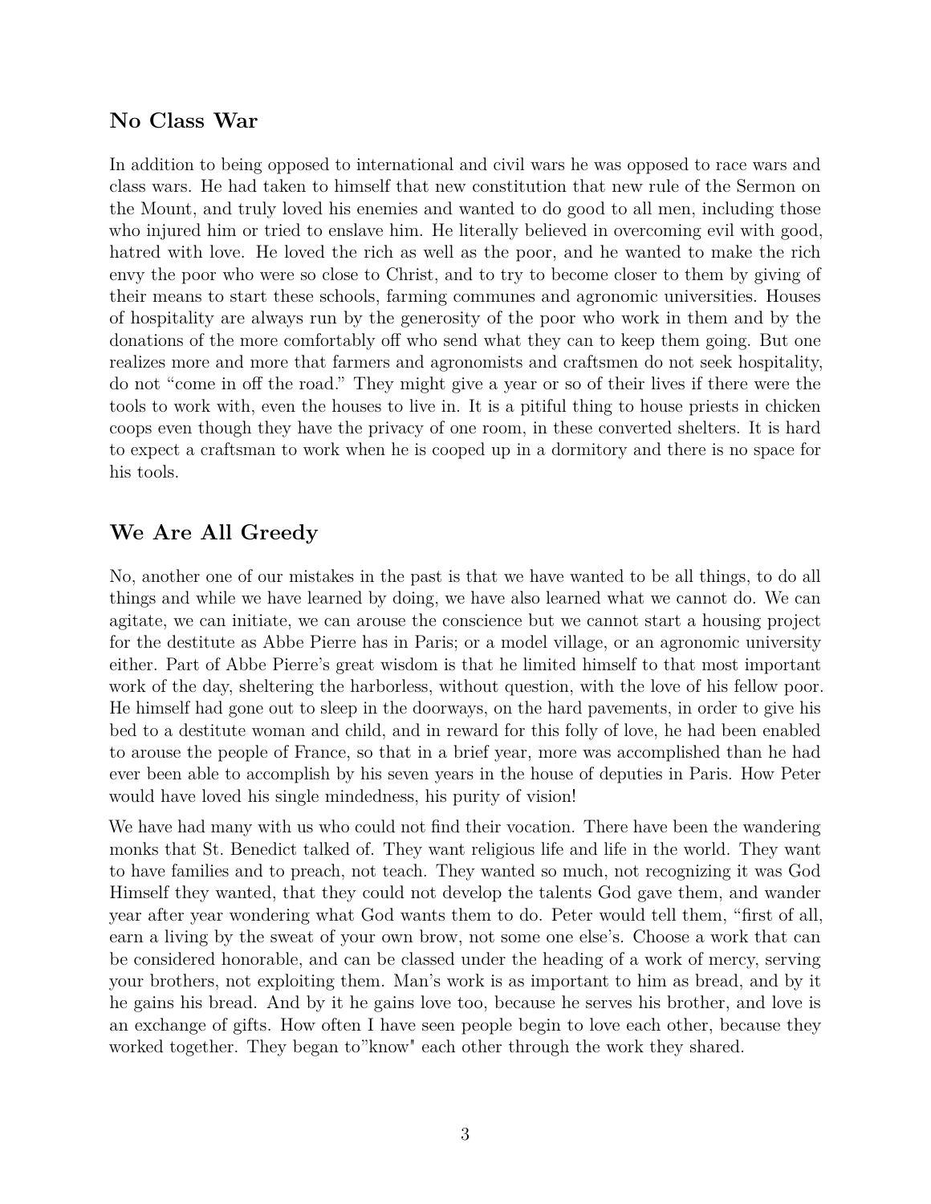## No Class War

In addition to being opposed to international and civil wars he was opposed to race wars and class wars. He had taken to himself that new constitution that new rule of the Sermon on the Mount, and truly loved his enemies and wanted to do good to all men, including those who injured him or tried to enslave him. He literally believed in overcoming evil with good, hatred with love. He loved the rich as well as the poor, and he wanted to make the rich envy the poor who were so close to Christ, and to try to become closer to them by giving of their means to start these schools, farming communes and agronomic universities. Houses of hospitality are always run by the generosity of the poor who work in them and by the donations of the more comfortably off who send what they can to keep them going. But one realizes more and more that farmers and agronomists and craftsmen do not seek hospitality, do not "come in off the road." They might give a year or so of their lives if there were the tools to work with, even the houses to live in. It is a pitiful thing to house priests in chicken coops even though they have the privacy of one room, in these converted shelters. It is hard to expect a craftsman to work when he is cooped up in a dormitory and there is no space for his tools.

## We Are All Greedy

No, another one of our mistakes in the past is that we have wanted to be all things, to do all things and while we have learned by doing, we have also learned what we cannot do. We can agitate, we can initiate, we can arouse the conscience but we cannot start a housing project for the destitute as Abbe Pierre has in Paris; or a model village, or an agronomic university either. Part of Abbe Pierre's great wisdom is that he limited himself to that most important work of the day, sheltering the harborless, without question, with the love of his fellow poor. He himself had gone out to sleep in the doorways, on the hard pavements, in order to give his bed to a destitute woman and child, and in reward for this folly of love, he had been enabled to arouse the people of France, so that in a brief year, more was accomplished than he had ever been able to accomplish by his seven years in the house of deputies in Paris. How Peter would have loved his single mindedness, his purity of vision!

We have had many with us who could not find their vocation. There have been the wandering monks that St. Benedict talked of. They want religious life and life in the world. They want to have families and to preach, not teach. They wanted so much, not recognizing it was God Himself they wanted, that they could not develop the talents God gave them, and wander year after year wondering what God wants them to do. Peter would tell them, "first of all, earn a living by the sweat of your own brow, not some one else's. Choose a work that can be considered honorable, and can be classed under the heading of a work of mercy, serving your brothers, not exploiting them. Man's work is as important to him as bread, and by it he gains his bread. And by it he gains love too, because he serves his brother, and love is an exchange of gifts. How often I have seen people begin to love each other, because they worked together. They began to"know" each other through the work they shared.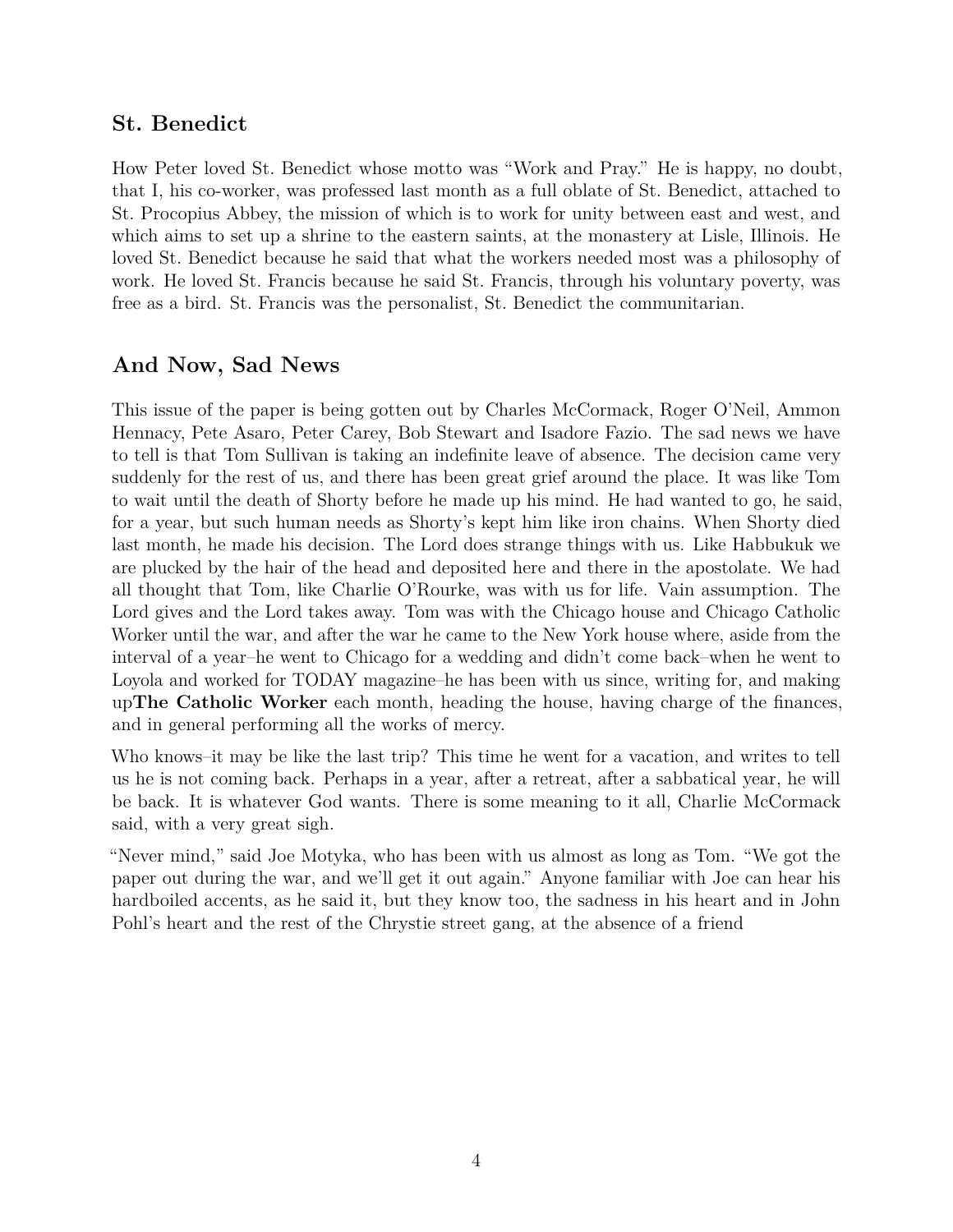## St. Benedict

How Peter loved St. Benedict whose motto was "Work and Pray." He is happy, no doubt, that I, his co-worker, was professed last month as a full oblate of St. Benedict, attached to St. Procopius Abbey, the mission of which is to work for unity between east and west, and which aims to set up a shrine to the eastern saints, at the monastery at Lisle, Illinois. He loved St. Benedict because he said that what the workers needed most was a philosophy of work. He loved St. Francis because he said St. Francis, through his voluntary poverty, was free as a bird. St. Francis was the personalist, St. Benedict the communitarian.

## And Now, Sad News

This issue of the paper is being gotten out by Charles McCormack, Roger O'Neil, Ammon Hennacy, Pete Asaro, Peter Carey, Bob Stewart and Isadore Fazio. The sad news we have to tell is that Tom Sullivan is taking an indefinite leave of absence. The decision came very suddenly for the rest of us, and there has been great grief around the place. It was like Tom to wait until the death of Shorty before he made up his mind. He had wanted to go, he said, for a year, but such human needs as Shorty's kept him like iron chains. When Shorty died last month, he made his decision. The Lord does strange things with us. Like Habbukuk we are plucked by the hair of the head and deposited here and there in the apostolate. We had all thought that Tom, like Charlie O'Rourke, was with us for life. Vain assumption. The Lord gives and the Lord takes away. Tom was with the Chicago house and Chicago Catholic Worker until the war, and after the war he came to the New York house where, aside from the interval of a year–he went to Chicago for a wedding and didn't come back–when he went to Loyola and worked for TODAY magazine–he has been with us since, writing for, and making up**The Catholic Worker** each month, heading the house, having charge of the finances, and in general performing all the works of mercy.

Who knows–it may be like the last trip? This time he went for a vacation, and writes to tell us he is not coming back. Perhaps in a year, after a retreat, after a sabbatical year, he will be back. It is whatever God wants. There is some meaning to it all, Charlie McCormack said, with a very great sigh.

"Never mind," said Joe Motyka, who has been with us almost as long as Tom. "We got the paper out during the war, and we'll get it out again." Anyone familiar with Joe can hear his hardboiled accents, as he said it, but they know too, the sadness in his heart and in John Pohl's heart and the rest of the Chrystie street gang, at the absence of a friend